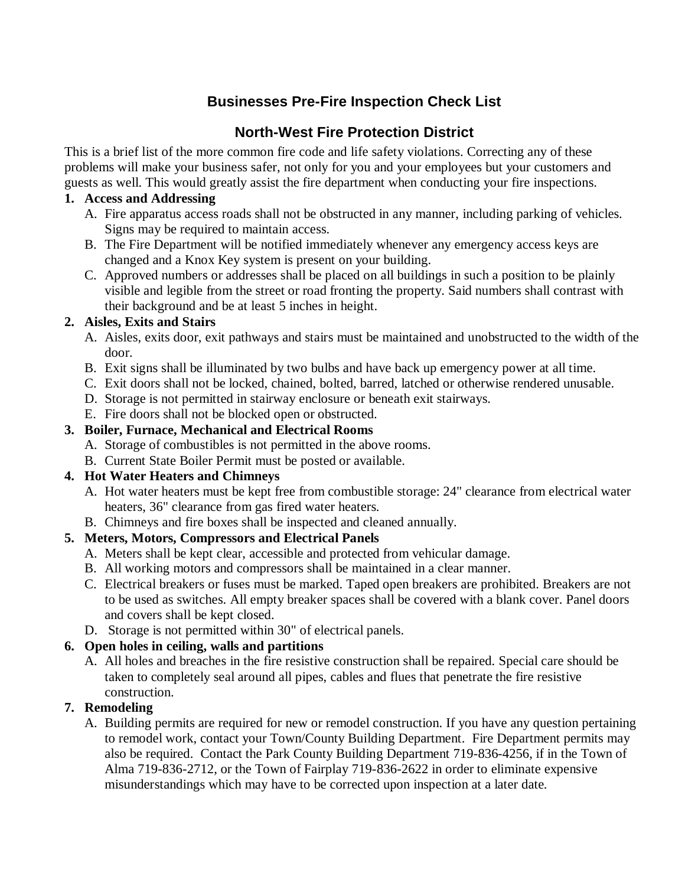# Businesses Pre-Fire Inspection Check List

## North-West Fire Protection District

This is a brief list of the more common fire code and life safety violations. Correcting any of these problems will make your business safer, not only for you and your employees but your customers and guests as well. This would greatly assist the fire department when conducting your fire inspections.

1. **Access and Addressing**
   A. Fire apparatus access roads shall not be obstructed in any manner, including parking of vehicles. Signs may be required to maintain access.
   B. The Fire Department will be notified immediately whenever any emergency access keys are changed and a Knox Key system is present on your building.
   C. Approved numbers or addresses shall be placed on all buildings in such a position to be plainly visible and legible from the street or road fronting the property. Said numbers shall contrast with their background and be at least 5 inches in height.
2. **Aisles, Exits and Stairs**
   A. Aisles, exits door, exit pathways and stairs must be maintained and unobstructed to the width of the door.
   B. Exit signs shall be illuminated by two bulbs and have back up emergency power at all time.
   C. Exit doors shall not be locked, chained, bolted, barred, latched or otherwise rendered unusable.
   D. Storage is not permitted in stairway enclosure or beneath exit stairways.
   E. Fire doors shall not be blocked open or obstructed.
3. **Boiler, Furnace, Mechanical and Electrical Rooms**
   A. Storage of combustibles is not permitted in the above rooms.
   B. Current State Boiler Permit must be posted or available.
4. **Hot Water Heaters and Chimneys**
   A. Hot water heaters must be kept free from combustible storage: 24" clearance from electrical water heaters, 36" clearance from gas fired water heaters.
   B. Chimneys and fire boxes shall be inspected and cleaned annually.
5. **Meters, Motors, Compressors and Electrical Panels**
   A. Meters shall be kept clear, accessible and protected from vehicular damage.
   B. All working motors and compressors shall be maintained in a clear manner.
   C. Electrical breakers or fuses must be marked. Taped open breakers are prohibited. Breakers are not to be used as switches. All empty breaker spaces shall be covered with a blank cover. Panel doors and covers shall be kept closed.
   D. Storage is not permitted within 30" of electrical panels.
6. **Open holes in ceiling, walls and partitions**
   A. All holes and breaches in the fire resistive construction shall be repaired. Special care should be taken to completely seal around all pipes, cables and flues that penetrate the fire resistive construction.
7. **Remodeling**
   A. Building permits are required for new or remodel construction. If you have any question pertaining to remodel work, contact your Town/County Building Department. Fire Department permits may also be required. Contact the Park County Building Department 719-836-4256, if in the Town of Alma 719-836-2712, or the Town of Fairplay 719-836-2622 in order to eliminate expensive misunderstandings which may have to be corrected upon inspection at a later date.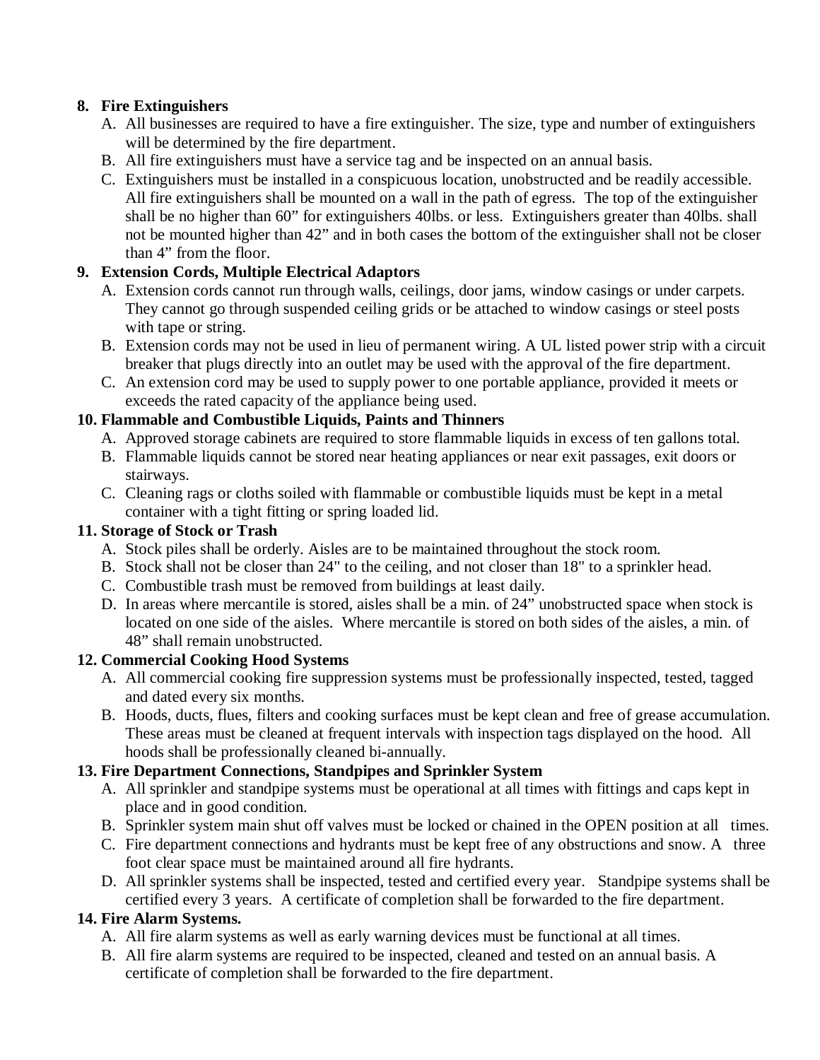**8. Fire Extinguishers**

A. All businesses are required to have a fire extinguisher. The size, type and number of extinguishers will be determined by the fire department.

B. All fire extinguishers must have a service tag and be inspected on an annual basis.

C. Extinguishers must be installed in a conspicuous location, unobstructed and be readily accessible. All fire extinguishers shall be mounted on a wall in the path of egress. The top of the extinguisher shall be no higher than 60" for extinguishers 40lbs. or less. Extinguishers greater than 40lbs. shall not be mounted higher than 42" and in both cases the bottom of the extinguisher shall not be closer than 4" from the floor.

**9. Extension Cords, Multiple Electrical Adaptors**

A. Extension cords cannot run through walls, ceilings, door jams, window casings or under carpets. They cannot go through suspended ceiling grids or be attached to window casings or steel posts with tape or string.

B. Extension cords may not be used in lieu of permanent wiring. A UL listed power strip with a circuit breaker that plugs directly into an outlet may be used with the approval of the fire department.

C. An extension cord may be used to supply power to one portable appliance, provided it meets or exceeds the rated capacity of the appliance being used.

**10. Flammable and Combustible Liquids, Paints and Thinners**

A. Approved storage cabinets are required to store flammable liquids in excess of ten gallons total.

B. Flammable liquids cannot be stored near heating appliances or near exit passages, exit doors or stairways.

C. Cleaning rags or cloths soiled with flammable or combustible liquids must be kept in a metal container with a tight fitting or spring loaded lid.

**11. Storage of Stock or Trash**

A. Stock piles shall be orderly. Aisles are to be maintained throughout the stock room.

B. Stock shall not be closer than 24" to the ceiling, and not closer than 18" to a sprinkler head.

C. Combustible trash must be removed from buildings at least daily.

D. In areas where mercantile is stored, aisles shall be a min. of 24" unobstructed space when stock is located on one side of the aisles. Where mercantile is stored on both sides of the aisles, a min. of 48" shall remain unobstructed.

**12. Commercial Cooking Hood Systems**

A. All commercial cooking fire suppression systems must be professionally inspected, tested, tagged and dated every six months.

B. Hoods, ducts, flues, filters and cooking surfaces must be kept clean and free of grease accumulation. These areas must be cleaned at frequent intervals with inspection tags displayed on the hood. All hoods shall be professionally cleaned bi-annually.

**13. Fire Department Connections, Standpipes and Sprinkler System**

A. All sprinkler and standpipe systems must be operational at all times with fittings and caps kept in place and in good condition.

B. Sprinkler system main shut off valves must be locked or chained in the OPEN position at all times.

C. Fire department connections and hydrants must be kept free of any obstructions and snow. A three foot clear space must be maintained around all fire hydrants.

D. All sprinkler systems shall be inspected, tested and certified every year. Standpipe systems shall be certified every 3 years. A certificate of completion shall be forwarded to the fire department.

**14. Fire Alarm Systems.**

A. All fire alarm systems as well as early warning devices must be functional at all times.

B. All fire alarm systems are required to be inspected, cleaned and tested on an annual basis. A certificate of completion shall be forwarded to the fire department.